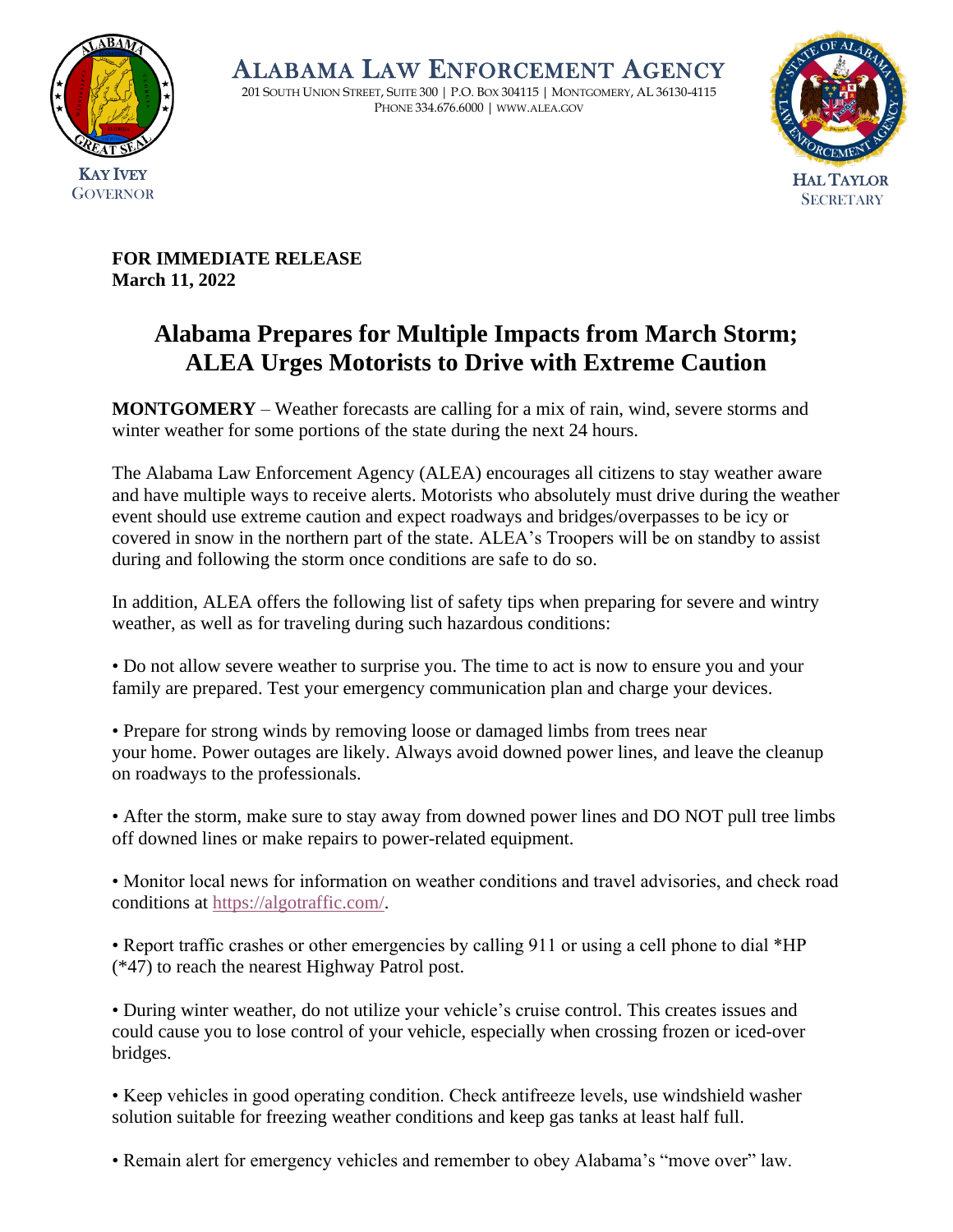# ALABAMA LAW ENFORCEMENT AGENCY

201 SOUTH UNION STREET, SUITE 300 | P.O. BOX 304115 | MONTGOMERY, AL 36130-4115
PHONE 334.676.6000 | WWW.ALEA.GOV

KAY IVEY
GOVERNOR

HAL TAYLOR
SECRETARY

**FOR IMMEDIATE RELEASE**
**March 11, 2022**

## Alabama Prepares for Multiple Impacts from March Storm; ALEA Urges Motorists to Drive with Extreme Caution

**MONTGOMERY** – Weather forecasts are calling for a mix of rain, wind, severe storms and winter weather for some portions of the state during the next 24 hours.

The Alabama Law Enforcement Agency (ALEA) encourages all citizens to stay weather aware and have multiple ways to receive alerts. Motorists who absolutely must drive during the weather event should use extreme caution and expect roadways and bridges/overpasses to be icy or covered in snow in the northern part of the state. ALEA's Troopers will be on standby to assist during and following the storm once conditions are safe to do so.

In addition, ALEA offers the following list of safety tips when preparing for severe and wintry weather, as well as for traveling during such hazardous conditions:

• Do not allow severe weather to surprise you. The time to act is now to ensure you and your family are prepared. Test your emergency communication plan and charge your devices.

• Prepare for strong winds by removing loose or damaged limbs from trees near your home. Power outages are likely. Always avoid downed power lines, and leave the cleanup on roadways to the professionals.

• After the storm, make sure to stay away from downed power lines and DO NOT pull tree limbs off downed lines or make repairs to power-related equipment.

• Monitor local news for information on weather conditions and travel advisories, and check road conditions at https://algotraffic.com/.

• Report traffic crashes or other emergencies by calling 911 or using a cell phone to dial *HP (*47) to reach the nearest Highway Patrol post.

• During winter weather, do not utilize your vehicle's cruise control. This creates issues and could cause you to lose control of your vehicle, especially when crossing frozen or iced-over bridges.

• Keep vehicles in good operating condition. Check antifreeze levels, use windshield washer solution suitable for freezing weather conditions and keep gas tanks at least half full.

• Remain alert for emergency vehicles and remember to obey Alabama's "move over" law.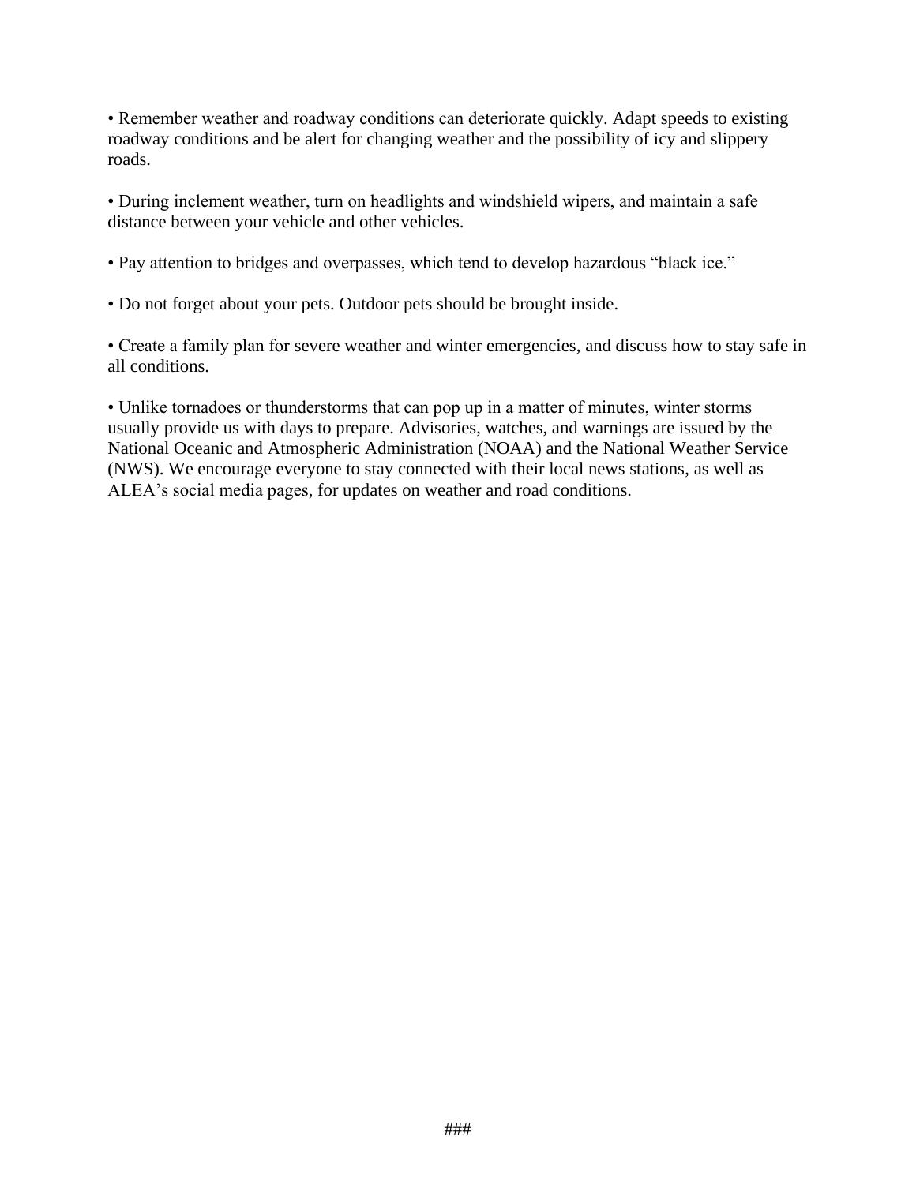• Remember weather and roadway conditions can deteriorate quickly. Adapt speeds to existing roadway conditions and be alert for changing weather and the possibility of icy and slippery roads.

• During inclement weather, turn on headlights and windshield wipers, and maintain a safe distance between your vehicle and other vehicles.

• Pay attention to bridges and overpasses, which tend to develop hazardous "black ice."

• Do not forget about your pets. Outdoor pets should be brought inside.

• Create a family plan for severe weather and winter emergencies, and discuss how to stay safe in all conditions.

• Unlike tornadoes or thunderstorms that can pop up in a matter of minutes, winter storms usually provide us with days to prepare. Advisories, watches, and warnings are issued by the National Oceanic and Atmospheric Administration (NOAA) and the National Weather Service (NWS). We encourage everyone to stay connected with their local news stations, as well as ALEA's social media pages, for updates on weather and road conditions.

###